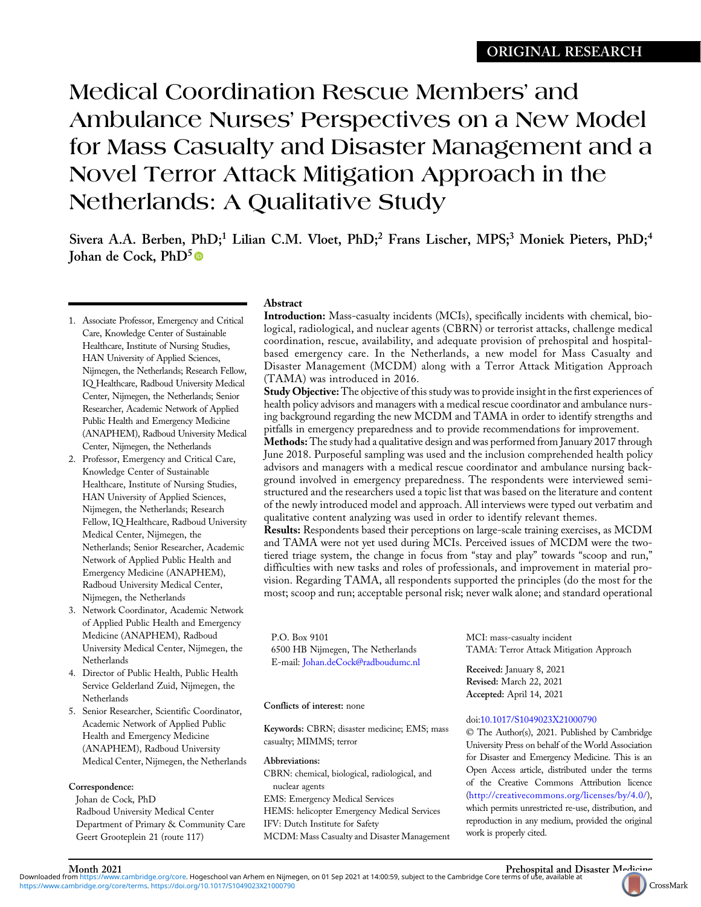ORIGINAL RESEARCH

# Medical Coordination Rescue Members' and Ambulance Nurses' Perspectives on a New Model for Mass Casualty and Disaster Management and a Novel Terror Attack Mitigation Approach in the Netherlands: A Qualitative Study

**Sivera A.A. Berben, PhD;[1] Lilian C.M. Vloet, PhD;[2] Frans Lischer, MPS;[3] Moniek Pieters, PhD;[4] Johan de Cock, PhD[5]**

1. Associate Professor, Emergency and Critical Care, Knowledge Center of Sustainable Healthcare, Institute of Nursing Studies, HAN University of Applied Sciences, Nijmegen, the Netherlands; Research Fellow, IQ_Healthcare, Radboud University Medical Center, Nijmegen, the Netherlands; Senior Researcher, Academic Network of Applied Public Health and Emergency Medicine (ANAPHEM), Radboud University Medical Center, Nijmegen, the Netherlands
2. Professor, Emergency and Critical Care, Knowledge Center of Sustainable Healthcare, Institute of Nursing Studies, HAN University of Applied Sciences, Nijmegen, the Netherlands; Research Fellow, IQ_Healthcare, Radboud University Medical Center, Nijmegen, the Netherlands; Senior Researcher, Academic Network of Applied Public Health and Emergency Medicine (ANAPHEM), Radboud University Medical Center, Nijmegen, the Netherlands
3. Network Coordinator, Academic Network of Applied Public Health and Emergency Medicine (ANAPHEM), Radboud University Medical Center, Nijmegen, the Netherlands
4. Director of Public Health, Public Health Service Gelderland Zuid, Nijmegen, the Netherlands
5. Senior Researcher, Scientific Coordinator, Academic Network of Applied Public Health and Emergency Medicine (ANAPHEM), Radboud University Medical Center, Nijmegen, the Netherlands

**Correspondence:**
Johan de Cock, PhD
Radboud University Medical Center
Department of Primary & Community Care
Geert Grooteplein 21 (route 117)
P.O. Box 9101
6500 HB Nijmegen, The Netherlands
E-mail: Johan.deCock@radboudumc.nl

**Conflicts of interest:** none

**Keywords:** CBRN; disaster medicine; EMS; mass casualty; MIMMS; terror

**Abbreviations:**
CBRN: chemical, biological, radiological, and nuclear agents
EMS: Emergency Medical Services
HEMS: helicopter Emergency Medical Services
IFV: Dutch Institute for Safety
MCDM: Mass Casualty and Disaster Management
MCI: mass-casualty incident
TAMA: Terror Attack Mitigation Approach

**Received:** January 8, 2021
**Revised:** March 22, 2021
**Accepted:** April 14, 2021

doi:10.1017/S1049023X21000790

© The Author(s), 2021. Published by Cambridge University Press on behalf of the World Association for Disaster and Emergency Medicine. This is an Open Access article, distributed under the terms of the Creative Commons Attribution licence (http://creativecommons.org/licenses/by/4.0/), which permits unrestricted re-use, distribution, and reproduction in any medium, provided the original work is properly cited.

## Abstract

**Introduction:** Mass-casualty incidents (MCIs), specifically incidents with chemical, biological, radiological, and nuclear agents (CBRN) or terrorist attacks, challenge medical coordination, rescue, availability, and adequate provision of prehospital and hospital-based emergency care. In the Netherlands, a new model for Mass Casualty and Disaster Management (MCDM) along with a Terror Attack Mitigation Approach (TAMA) was introduced in 2016.

**Study Objective:** The objective of this study was to provide insight in the first experiences of health policy advisors and managers with a medical rescue coordinator and ambulance nursing background regarding the new MCDM and TAMA in order to identify strengths and pitfalls in emergency preparedness and to provide recommendations for improvement.

**Methods:** The study had a qualitative design and was performed from January 2017 through June 2018. Purposeful sampling was used and the inclusion comprehended health policy advisors and managers with a medical rescue coordinator and ambulance nursing background involved in emergency preparedness. The respondents were interviewed semi-structured and the researchers used a topic list that was based on the literature and content of the newly introduced model and approach. All interviews were typed out verbatim and qualitative content analyzing was used in order to identify relevant themes.

**Results:** Respondents based their perceptions on large-scale training exercises, as MCDM and TAMA were not yet used during MCIs. Perceived issues of MCDM were the two-tiered triage system, the change in focus from "stay and play" towards "scoop and run," difficulties with new tasks and roles of professionals, and improvement in material provision. Regarding TAMA, all respondents supported the principles (do the most for the most; scoop and run; acceptable personal risk; never walk alone; and standard operational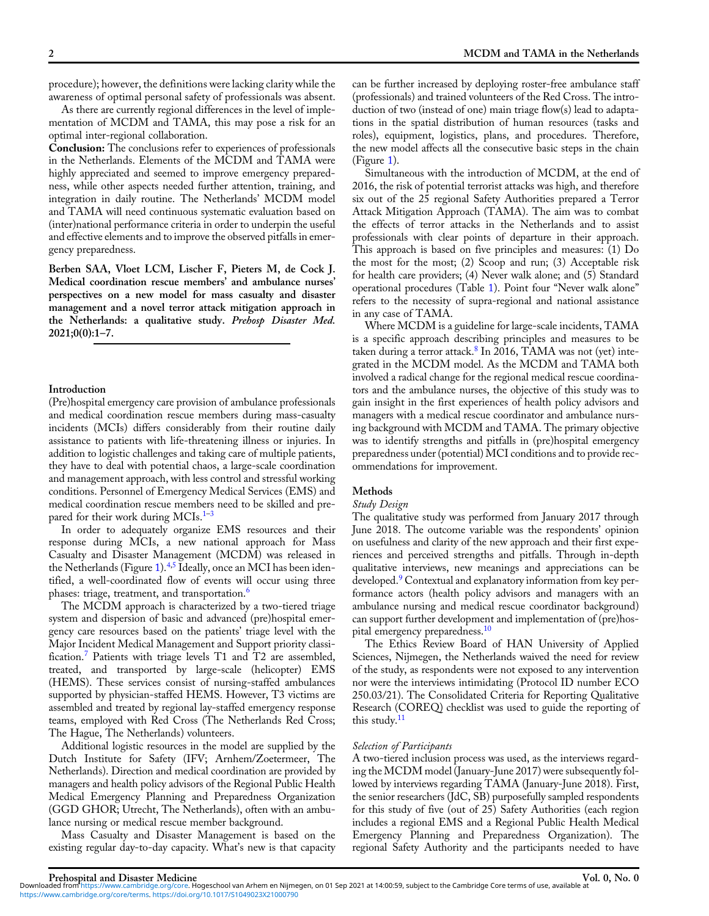procedure); however, the definitions were lacking clarity while the awareness of optimal personal safety of professionals was absent.

As there are currently regional differences in the level of implementation of MCDM and TAMA, this may pose a risk for an optimal inter-regional collaboration.

**Conclusion:** The conclusions refer to experiences of professionals in the Netherlands. Elements of the MCDM and TAMA were highly appreciated and seemed to improve emergency preparedness, while other aspects needed further attention, training, and integration in daily routine. The Netherlands' MCDM model and TAMA will need continuous systematic evaluation based on (inter)national performance criteria in order to underpin the useful and effective elements and to improve the observed pitfalls in emergency preparedness.

**Berben SAA, Vloet LCM, Lischer F, Pieters M, de Cock J. Medical coordination rescue members' and ambulance nurses' perspectives on a new model for mass casualty and disaster management and a novel terror attack mitigation approach in the Netherlands: a qualitative study.** *Prehosp Disaster Med.* **2021;0(0):1–7.**

## Introduction

(Pre)hospital emergency care provision of ambulance professionals and medical coordination rescue members during mass-casualty incidents (MCIs) differs considerably from their routine daily assistance to patients with life-threatening illness or injuries. In addition to logistic challenges and taking care of multiple patients, they have to deal with potential chaos, a large-scale coordination and management approach, with less control and stressful working conditions. Personnel of Emergency Medical Services (EMS) and medical coordination rescue members need to be skilled and prepared for their work during MCIs.[1–3]

In order to adequately organize EMS resources and their response during MCIs, a new national approach for Mass Casualty and Disaster Management (MCDM) was released in the Netherlands (Figure 1).[4,5] Ideally, once an MCI has been identified, a well-coordinated flow of events will occur using three phases: triage, treatment, and transportation.[6]

The MCDM approach is characterized by a two-tiered triage system and dispersion of basic and advanced (pre)hospital emergency care resources based on the patients' triage level with the Major Incident Medical Management and Support priority classification.[7] Patients with triage levels T1 and T2 are assembled, treated, and transported by large-scale (helicopter) EMS (HEMS). These services consist of nursing-staffed ambulances supported by physician-staffed HEMS. However, T3 victims are assembled and treated by regional lay-staffed emergency response teams, employed with Red Cross (The Netherlands Red Cross; The Hague, The Netherlands) volunteers.

Additional logistic resources in the model are supplied by the Dutch Institute for Safety (IFV; Arnhem/Zoetermeer, The Netherlands). Direction and medical coordination are provided by managers and health policy advisors of the Regional Public Health Medical Emergency Planning and Preparedness Organization (GGD GHOR; Utrecht, The Netherlands), often with an ambulance nursing or medical rescue member background.

Mass Casualty and Disaster Management is based on the existing regular day-to-day capacity. What's new is that capacity can be further increased by deploying roster-free ambulance staff (professionals) and trained volunteers of the Red Cross. The introduction of two (instead of one) main triage flow(s) lead to adaptations in the spatial distribution of human resources (tasks and roles), equipment, logistics, plans, and procedures. Therefore, the new model affects all the consecutive basic steps in the chain (Figure 1).

Simultaneous with the introduction of MCDM, at the end of 2016, the risk of potential terrorist attacks was high, and therefore six out of the 25 regional Safety Authorities prepared a Terror Attack Mitigation Approach (TAMA). The aim was to combat the effects of terror attacks in the Netherlands and to assist professionals with clear points of departure in their approach. This approach is based on five principles and measures: (1) Do the most for the most; (2) Scoop and run; (3) Acceptable risk for health care providers; (4) Never walk alone; and (5) Standard operational procedures (Table 1). Point four "Never walk alone" refers to the necessity of supra-regional and national assistance in any case of TAMA.

Where MCDM is a guideline for large-scale incidents, TAMA is a specific approach describing principles and measures to be taken during a terror attack.[8] In 2016, TAMA was not (yet) integrated in the MCDM model. As the MCDM and TAMA both involved a radical change for the regional medical rescue coordinators and the ambulance nurses, the objective of this study was to gain insight in the first experiences of health policy advisors and managers with a medical rescue coordinator and ambulance nursing background with MCDM and TAMA. The primary objective was to identify strengths and pitfalls in (pre)hospital emergency preparedness under (potential) MCI conditions and to provide recommendations for improvement.

## Methods

### *Study Design*

The qualitative study was performed from January 2017 through June 2018. The outcome variable was the respondents' opinion on usefulness and clarity of the new approach and their first experiences and perceived strengths and pitfalls. Through in-depth qualitative interviews, new meanings and appreciations can be developed.[9] Contextual and explanatory information from key performance actors (health policy advisors and managers with an ambulance nursing and medical rescue coordinator background) can support further development and implementation of (pre)hospital emergency preparedness.[10]

The Ethics Review Board of HAN University of Applied Sciences, Nijmegen, the Netherlands waived the need for review of the study, as respondents were not exposed to any intervention nor were the interviews intimidating (Protocol ID number ECO 250.03/21). The Consolidated Criteria for Reporting Qualitative Research (COREQ) checklist was used to guide the reporting of this study.[11]

### *Selection of Participants*

A two-tiered inclusion process was used, as the interviews regarding the MCDM model (January-June 2017) were subsequently followed by interviews regarding TAMA (January-June 2018). First, the senior researchers (JdC, SB) purposefully sampled respondents for this study of five (out of 25) Safety Authorities (each region includes a regional EMS and a Regional Public Health Medical Emergency Planning and Preparedness Organization). The regional Safety Authority and the participants needed to have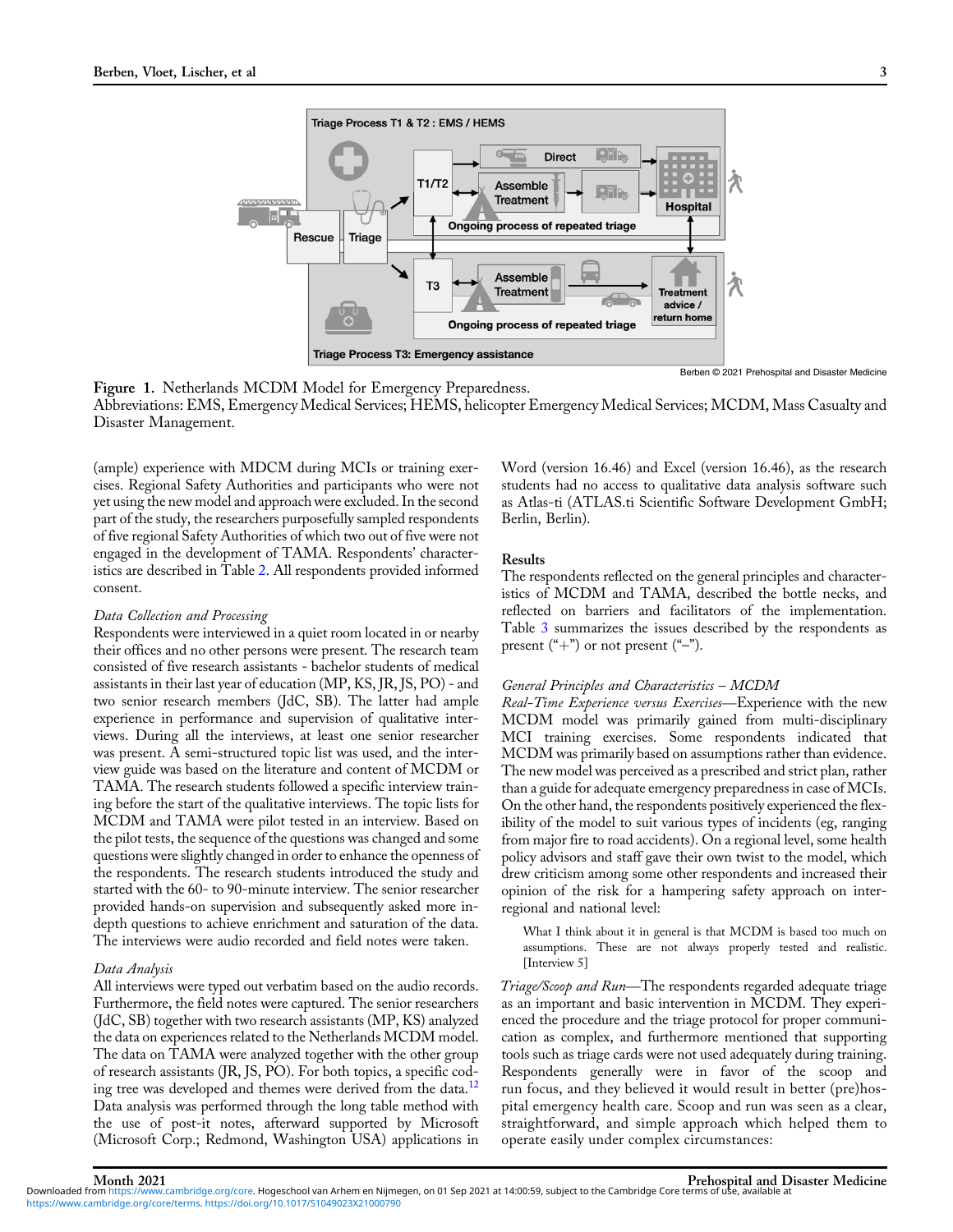Figure 1. Netherlands MCDM Model for Emergency Preparedness.
Abbreviations: EMS, Emergency Medical Services; HEMS, helicopter Emergency Medical Services; MCDM, Mass Casualty and Disaster Management.

(ample) experience with MDCM during MCIs or training exercises. Regional Safety Authorities and participants who were not yet using the new model and approach were excluded. In the second part of the study, the researchers purposefully sampled respondents of five regional Safety Authorities of which two out of five were not engaged in the development of TAMA. Respondents' characteristics are described in Table 2. All respondents provided informed consent.

*Data Collection and Processing*
Respondents were interviewed in a quiet room located in or nearby their offices and no other persons were present. The research team consisted of five research assistants - bachelor students of medical assistants in their last year of education (MP, KS, JR, JS, PO) - and two senior research members (JdC, SB). The latter had ample experience in performance and supervision of qualitative interviews. During all the interviews, at least one senior researcher was present. A semi-structured topic list was used, and the interview guide was based on the literature and content of MCDM or TAMA. The research students followed a specific interview training before the start of the qualitative interviews. The topic lists for MCDM and TAMA were pilot tested in an interview. Based on the pilot tests, the sequence of the questions was changed and some questions were slightly changed in order to enhance the openness of the respondents. The research students introduced the study and started with the 60- to 90-minute interview. The senior researcher provided hands-on supervision and subsequently asked more in-depth questions to achieve enrichment and saturation of the data. The interviews were audio recorded and field notes were taken.

*Data Analysis*
All interviews were typed out verbatim based on the audio records. Furthermore, the field notes were captured. The senior researchers (JdC, SB) together with two research assistants (MP, KS) analyzed the data on experiences related to the Netherlands MCDM model. The data on TAMA were analyzed together with the other group of research assistants (JR, JS, PO). For both topics, a specific coding tree was developed and themes were derived from the data.[12] Data analysis was performed through the long table method with the use of post-it notes, afterward supported by Microsoft (Microsoft Corp.; Redmond, Washington USA) applications in Word (version 16.46) and Excel (version 16.46), as the research students had no access to qualitative data analysis software such as Atlas-ti (ATLAS.ti Scientific Software Development GmbH; Berlin, Berlin).

## Results

The respondents reflected on the general principles and characteristics of MCDM and TAMA, described the bottle necks, and reflected on barriers and facilitators of the implementation. Table 3 summarizes the issues described by the respondents as present ("+") or not present ("–").

*General Principles and Characteristics – MCDM*

*Real-Time Experience versus Exercises*—Experience with the new MCDM model was primarily gained from multi-disciplinary MCI training exercises. Some respondents indicated that MCDM was primarily based on assumptions rather than evidence. The new model was perceived as a prescribed and strict plan, rather than a guide for adequate emergency preparedness in case of MCIs. On the other hand, the respondents positively experienced the flexibility of the model to suit various types of incidents (eg, ranging from major fire to road accidents). On a regional level, some health policy advisors and staff gave their own twist to the model, which drew criticism among some other respondents and increased their opinion of the risk for a hampering safety approach on interregional and national level:

> What I think about it in general is that MCDM is based too much on assumptions. These are not always properly tested and realistic. [Interview 5]

*Triage/Scoop and Run*—The respondents regarded adequate triage as an important and basic intervention in MCDM. They experienced the procedure and the triage protocol for proper communication as complex, and furthermore mentioned that supporting tools such as triage cards were not used adequately during training. Respondents generally were in favor of the scoop and run focus, and they believed it would result in better (pre)hospital emergency health care. Scoop and run was seen as a clear, straightforward, and simple approach which helped them to operate easily under complex circumstances: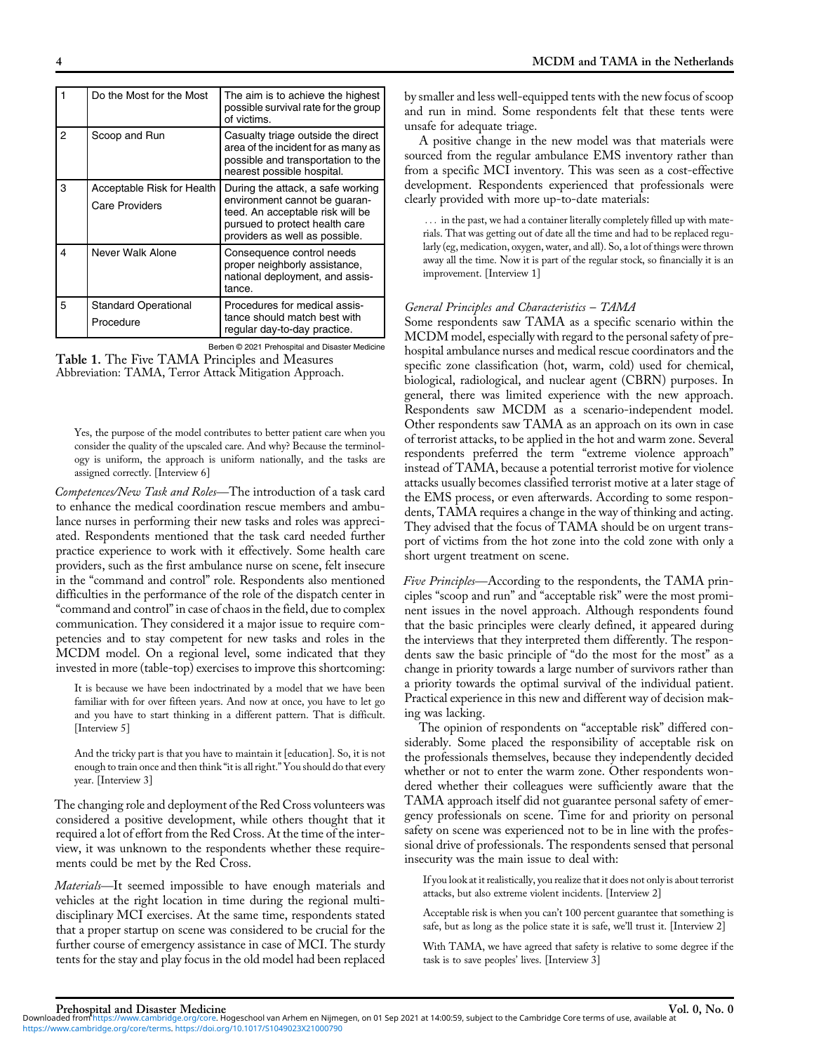| 1 | Do the Most for the Most | The aim is to achieve the highest possible survival rate for the group of victims. |
|---|---|---|
| 2 | Scoop and Run | Casualty triage outside the direct area of the incident for as many as possible and transportation to the nearest possible hospital. |
| 3 | Acceptable Risk for Health Care Providers | During the attack, a safe working environment cannot be guaranteed. An acceptable risk will be pursued to protect health care providers as well as possible. |
| 4 | Never Walk Alone | Consequence control needs proper neighborly assistance, national deployment, and assistance. |
| 5 | Standard Operational Procedure | Procedures for medical assistance should match best with regular day-to-day practice. |

Berben © 2021 Prehospital and Disaster Medicine

**Table 1.** The Five TAMA Principles and Measures
Abbreviation: TAMA, Terror Attack Mitigation Approach.

> Yes, the purpose of the model contributes to better patient care when you consider the quality of the upscaled care. And why? Because the terminology is uniform, the approach is uniform nationally, and the tasks are assigned correctly. [Interview 6]

*Competences/New Task and Roles*—The introduction of a task card to enhance the medical coordination rescue members and ambulance nurses in performing their new tasks and roles was appreciated. Respondents mentioned that the task card needed further practice experience to work with it effectively. Some health care providers, such as the first ambulance nurse on scene, felt insecure in the "command and control" role. Respondents also mentioned difficulties in the performance of the role of the dispatch center in "command and control" in case of chaos in the field, due to complex communication. They considered it a major issue to require competencies and to stay competent for new tasks and roles in the MCDM model. On a regional level, some indicated that they invested in more (table-top) exercises to improve this shortcoming:

> It is because we have been indoctrinated by a model that we have been familiar with for over fifteen years. And now at once, you have to let go and you have to start thinking in a different pattern. That is difficult. [Interview 5]

> And the tricky part is that you have to maintain it [education]. So, it is not enough to train once and then think "it is all right." You should do that every year. [Interview 3]

The changing role and deployment of the Red Cross volunteers was considered a positive development, while others thought that it required a lot of effort from the Red Cross. At the time of the interview, it was unknown to the respondents whether these requirements could be met by the Red Cross.

*Materials*—It seemed impossible to have enough materials and vehicles at the right location in time during the regional multidisciplinary MCI exercises. At the same time, respondents stated that a proper startup on scene was considered to be crucial for the further course of emergency assistance in case of MCI. The sturdy tents for the stay and play focus in the old model had been replaced by smaller and less well-equipped tents with the new focus of scoop and run in mind. Some respondents felt that these tents were unsafe for adequate triage.

A positive change in the new model was that materials were sourced from the regular ambulance EMS inventory rather than from a specific MCI inventory. This was seen as a cost-effective development. Respondents experienced that professionals were clearly provided with more up-to-date materials:

> … in the past, we had a container literally completely filled up with materials. That was getting out of date all the time and had to be replaced regularly (eg, medication, oxygen, water, and all). So, a lot of things were thrown away all the time. Now it is part of the regular stock, so financially it is an improvement. [Interview 1]

### *General Principles and Characteristics – TAMA*

Some respondents saw TAMA as a specific scenario within the MCDM model, especially with regard to the personal safety of prehospital ambulance nurses and medical rescue coordinators and the specific zone classification (hot, warm, cold) used for chemical, biological, radiological, and nuclear agent (CBRN) purposes. In general, there was limited experience with the new approach. Respondents saw MCDM as a scenario-independent model. Other respondents saw TAMA as an approach on its own in case of terrorist attacks, to be applied in the hot and warm zone. Several respondents preferred the term "extreme violence approach" instead of TAMA, because a potential terrorist motive for violence attacks usually becomes classified terrorist motive at a later stage of the EMS process, or even afterwards. According to some respondents, TAMA requires a change in the way of thinking and acting. They advised that the focus of TAMA should be on urgent transport of victims from the hot zone into the cold zone with only a short urgent treatment on scene.

*Five Principles*—According to the respondents, the TAMA principles "scoop and run" and "acceptable risk" were the most prominent issues in the novel approach. Although respondents found that the basic principles were clearly defined, it appeared during the interviews that they interpreted them differently. The respondents saw the basic principle of "do the most for the most" as a change in priority towards a large number of survivors rather than a priority towards the optimal survival of the individual patient. Practical experience in this new and different way of decision making was lacking.

The opinion of respondents on "acceptable risk" differed considerably. Some placed the responsibility of acceptable risk on the professionals themselves, because they independently decided whether or not to enter the warm zone. Other respondents wondered whether their colleagues were sufficiently aware that the TAMA approach itself did not guarantee personal safety of emergency professionals on scene. Time for and priority on personal safety on scene was experienced not to be in line with the professional drive of professionals. The respondents sensed that personal insecurity was the main issue to deal with:

> If you look at it realistically, you realize that it does not only is about terrorist attacks, but also extreme violent incidents. [Interview 2]

> Acceptable risk is when you can't 100 percent guarantee that something is safe, but as long as the police state it is safe, we'll trust it. [Interview 2]

> With TAMA, we have agreed that safety is relative to some degree if the task is to save peoples' lives. [Interview 3]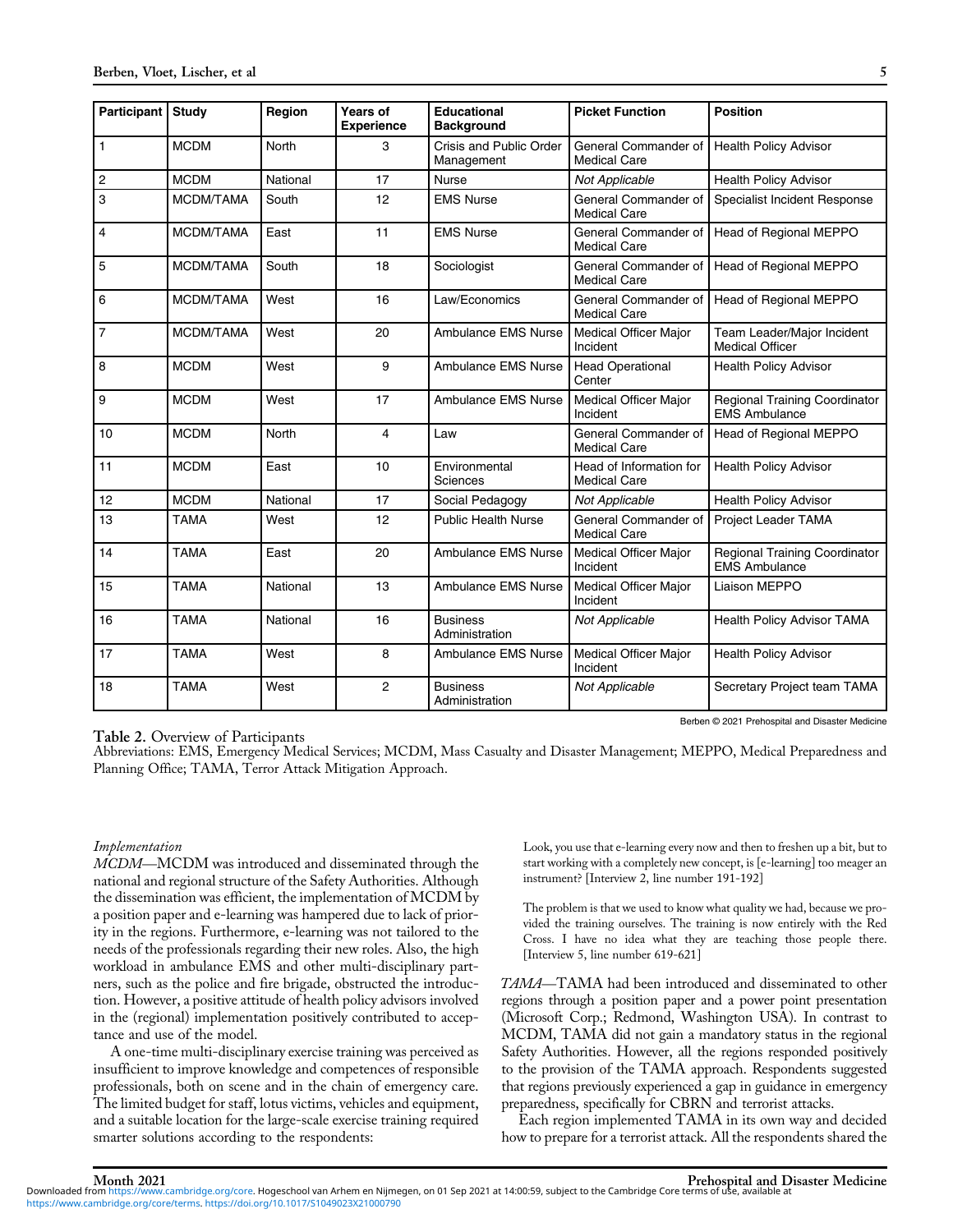| Participant | Study | Region | Years of Experience | Educational Background | Picket Function | Position |
|---|---|---|---|---|---|---|
| 1 | MCDM | North | 3 | Crisis and Public Order Management | General Commander of Medical Care | Health Policy Advisor |
| 2 | MCDM | National | 17 | Nurse | *Not Applicable* | Health Policy Advisor |
| 3 | MCDM/TAMA | South | 12 | EMS Nurse | General Commander of Medical Care | Specialist Incident Response |
| 4 | MCDM/TAMA | East | 11 | EMS Nurse | General Commander of Medical Care | Head of Regional MEPPO |
| 5 | MCDM/TAMA | South | 18 | Sociologist | General Commander of Medical Care | Head of Regional MEPPO |
| 6 | MCDM/TAMA | West | 16 | Law/Economics | General Commander of Medical Care | Head of Regional MEPPO |
| 7 | MCDM/TAMA | West | 20 | Ambulance EMS Nurse | Medical Officer Major Incident | Team Leader/Major Incident Medical Officer |
| 8 | MCDM | West | 9 | Ambulance EMS Nurse | Head Operational Center | Health Policy Advisor |
| 9 | MCDM | West | 17 | Ambulance EMS Nurse | Medical Officer Major Incident | Regional Training Coordinator EMS Ambulance |
| 10 | MCDM | North | 4 | Law | General Commander of Medical Care | Head of Regional MEPPO |
| 11 | MCDM | East | 10 | Environmental Sciences | Head of Information for Medical Care | Health Policy Advisor |
| 12 | MCDM | National | 17 | Social Pedagogy | *Not Applicable* | Health Policy Advisor |
| 13 | TAMA | West | 12 | Public Health Nurse | General Commander of Medical Care | Project Leader TAMA |
| 14 | TAMA | East | 20 | Ambulance EMS Nurse | Medical Officer Major Incident | Regional Training Coordinator EMS Ambulance |
| 15 | TAMA | National | 13 | Ambulance EMS Nurse | Medical Officer Major Incident | Liaison MEPPO |
| 16 | TAMA | National | 16 | Business Administration | *Not Applicable* | Health Policy Advisor TAMA |
| 17 | TAMA | West | 8 | Ambulance EMS Nurse | Medical Officer Major Incident | Health Policy Advisor |
| 18 | TAMA | West | 2 | Business Administration | *Not Applicable* | Secretary Project team TAMA |

Berben © 2021 Prehospital and Disaster Medicine

**Table 2.** Overview of Participants
Abbreviations: EMS, Emergency Medical Services; MCDM, Mass Casualty and Disaster Management; MEPPO, Medical Preparedness and Planning Office; TAMA, Terror Attack Mitigation Approach.

*Implementation*

*MCDM*—MCDM was introduced and disseminated through the national and regional structure of the Safety Authorities. Although the dissemination was efficient, the implementation of MCDM by a position paper and e-learning was hampered due to lack of priority in the regions. Furthermore, e-learning was not tailored to the needs of the professionals regarding their new roles. Also, the high workload in ambulance EMS and other multi-disciplinary partners, such as the police and fire brigade, obstructed the introduction. However, a positive attitude of health policy advisors involved in the (regional) implementation positively contributed to acceptance and use of the model.

A one-time multi-disciplinary exercise training was perceived as insufficient to improve knowledge and competences of responsible professionals, both on scene and in the chain of emergency care. The limited budget for staff, lotus victims, vehicles and equipment, and a suitable location for the large-scale exercise training required smarter solutions according to the respondents:

> Look, you use that e-learning every now and then to freshen up a bit, but to start working with a completely new concept, is [e-learning] too meager an instrument? [Interview 2, line number 191-192]

> The problem is that we used to know what quality we had, because we provided the training ourselves. The training is now entirely with the Red Cross. I have no idea what they are teaching those people there. [Interview 5, line number 619-621]

*TAMA*—TAMA had been introduced and disseminated to other regions through a position paper and a power point presentation (Microsoft Corp.; Redmond, Washington USA). In contrast to MCDM, TAMA did not gain a mandatory status in the regional Safety Authorities. However, all the regions responded positively to the provision of the TAMA approach. Respondents suggested that regions previously experienced a gap in guidance in emergency preparedness, specifically for CBRN and terrorist attacks.

Each region implemented TAMA in its own way and decided how to prepare for a terrorist attack. All the respondents shared the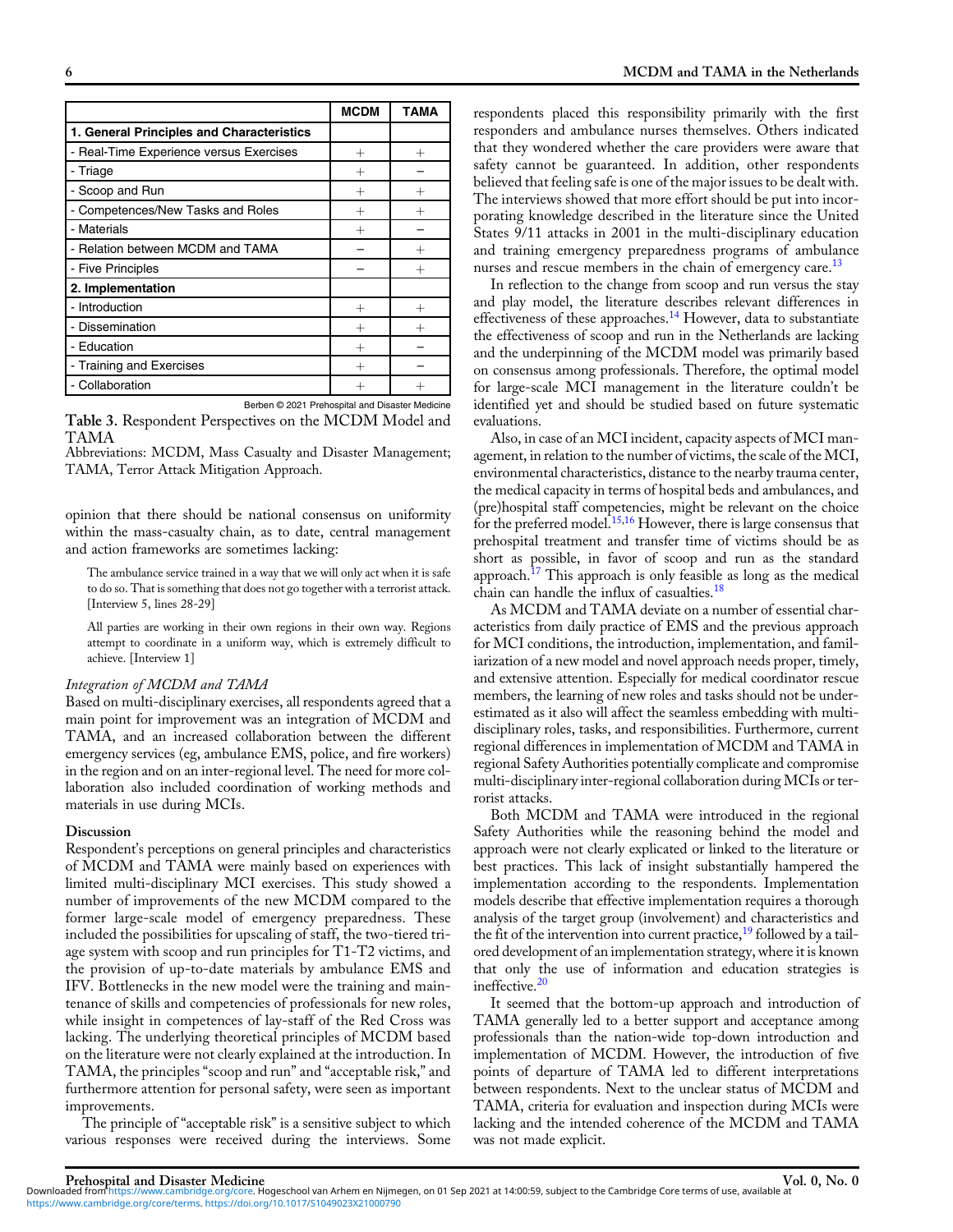| | MCDM | TAMA |
|---|---|---|
| **1. General Principles and Characteristics** | | |
| - Real-Time Experience versus Exercises | + | + |
| - Triage | + | – |
| - Scoop and Run | + | + |
| - Competences/New Tasks and Roles | + | + |
| - Materials | + | – |
| - Relation between MCDM and TAMA | – | + |
| - Five Principles | – | + |
| **2. Implementation** | | |
| - Introduction | + | + |
| - Dissemination | + | + |
| - Education | + | – |
| - Training and Exercises | + | – |
| - Collaboration | + | + |

Berben © 2021 Prehospital and Disaster Medicine

**Table 3.** Respondent Perspectives on the MCDM Model and TAMA

Abbreviations: MCDM, Mass Casualty and Disaster Management; TAMA, Terror Attack Mitigation Approach.

opinion that there should be national consensus on uniformity within the mass-casualty chain, as to date, central management and action frameworks are sometimes lacking:

> The ambulance service trained in a way that we will only act when it is safe to do so. That is something that does not go together with a terrorist attack. [Interview 5, lines 28-29]

> All parties are working in their own regions in their own way. Regions attempt to coordinate in a uniform way, which is extremely difficult to achieve. [Interview 1]

*Integration of MCDM and TAMA*

Based on multi-disciplinary exercises, all respondents agreed that a main point for improvement was an integration of MCDM and TAMA, and an increased collaboration between the different emergency services (eg, ambulance EMS, police, and fire workers) in the region and on an inter-regional level. The need for more collaboration also included coordination of working methods and materials in use during MCIs.

## Discussion

Respondent's perceptions on general principles and characteristics of MCDM and TAMA were mainly based on experiences with limited multi-disciplinary MCI exercises. This study showed a number of improvements of the new MCDM compared to the former large-scale model of emergency preparedness. These included the possibilities for upscaling of staff, the two-tiered triage system with scoop and run principles for T1-T2 victims, and the provision of up-to-date materials by ambulance EMS and IFV. Bottlenecks in the new model were the training and maintenance of skills and competencies of professionals for new roles, while insight in competences of lay-staff of the Red Cross was lacking. The underlying theoretical principles of MCDM based on the literature were not clearly explained at the introduction. In TAMA, the principles "scoop and run" and "acceptable risk," and furthermore attention for personal safety, were seen as important improvements.

The principle of "acceptable risk" is a sensitive subject to which various responses were received during the interviews. Some respondents placed this responsibility primarily with the first responders and ambulance nurses themselves. Others indicated that they wondered whether the care providers were aware that safety cannot be guaranteed. In addition, other respondents believed that feeling safe is one of the major issues to be dealt with. The interviews showed that more effort should be put into incorporating knowledge described in the literature since the United States 9/11 attacks in 2001 in the multi-disciplinary education and training emergency preparedness programs of ambulance nurses and rescue members in the chain of emergency care.[13]

In reflection to the change from scoop and run versus the stay and play model, the literature describes relevant differences in effectiveness of these approaches.[14] However, data to substantiate the effectiveness of scoop and run in the Netherlands are lacking and the underpinning of the MCDM model was primarily based on consensus among professionals. Therefore, the optimal model for large-scale MCI management in the literature couldn't be identified yet and should be studied based on future systematic evaluations.

Also, in case of an MCI incident, capacity aspects of MCI management, in relation to the number of victims, the scale of the MCI, environmental characteristics, distance to the nearby trauma center, the medical capacity in terms of hospital beds and ambulances, and (pre)hospital staff competencies, might be relevant on the choice for the preferred model.[15,16] However, there is large consensus that prehospital treatment and transfer time of victims should be as short as possible, in favor of scoop and run as the standard approach.[17] This approach is only feasible as long as the medical chain can handle the influx of casualties.[18]

As MCDM and TAMA deviate on a number of essential characteristics from daily practice of EMS and the previous approach for MCI conditions, the introduction, implementation, and familiarization of a new model and novel approach needs proper, timely, and extensive attention. Especially for medical coordinator rescue members, the learning of new roles and tasks should not be underestimated as it also will affect the seamless embedding with multi-disciplinary roles, tasks, and responsibilities. Furthermore, current regional differences in implementation of MCDM and TAMA in regional Safety Authorities potentially complicate and compromise multi-disciplinary inter-regional collaboration during MCIs or terrorist attacks.

Both MCDM and TAMA were introduced in the regional Safety Authorities while the reasoning behind the model and approach were not clearly explicated or linked to the literature or best practices. This lack of insight substantially hampered the implementation according to the respondents. Implementation models describe that effective implementation requires a thorough analysis of the target group (involvement) and characteristics and the fit of the intervention into current practice,[19] followed by a tailored development of an implementation strategy, where it is known that only the use of information and education strategies is ineffective.[20]

It seemed that the bottom-up approach and introduction of TAMA generally led to a better support and acceptance among professionals than the nation-wide top-down introduction and implementation of MCDM. However, the introduction of five points of departure of TAMA led to different interpretations between respondents. Next to the unclear status of MCDM and TAMA, criteria for evaluation and inspection during MCIs were lacking and the intended coherence of the MCDM and TAMA was not made explicit.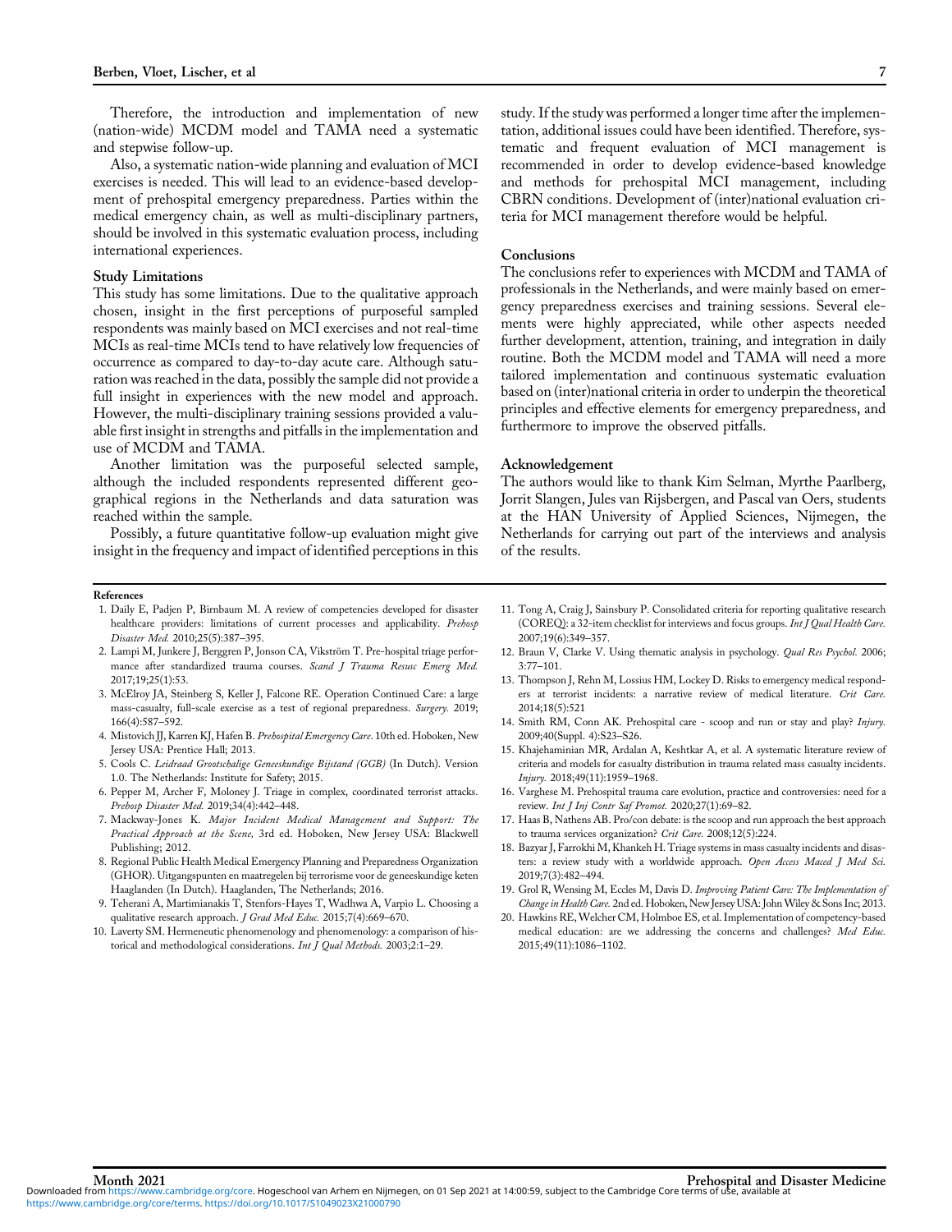Therefore, the introduction and implementation of new (nation-wide) MCDM model and TAMA need a systematic and stepwise follow-up.

Also, a systematic nation-wide planning and evaluation of MCI exercises is needed. This will lead to an evidence-based development of prehospital emergency preparedness. Parties within the medical emergency chain, as well as multi-disciplinary partners, should be involved in this systematic evaluation process, including international experiences.

### Study Limitations

This study has some limitations. Due to the qualitative approach chosen, insight in the first perceptions of purposeful sampled respondents was mainly based on MCI exercises and not real-time MCIs as real-time MCIs tend to have relatively low frequencies of occurrence as compared to day-to-day acute care. Although saturation was reached in the data, possibly the sample did not provide a full insight in experiences with the new model and approach. However, the multi-disciplinary training sessions provided a valuable first insight in strengths and pitfalls in the implementation and use of MCDM and TAMA.

Another limitation was the purposeful selected sample, although the included respondents represented different geographical regions in the Netherlands and data saturation was reached within the sample.

Possibly, a future quantitative follow-up evaluation might give insight in the frequency and impact of identified perceptions in this study. If the study was performed a longer time after the implementation, additional issues could have been identified. Therefore, systematic and frequent evaluation of MCI management is recommended in order to develop evidence-based knowledge and methods for prehospital MCI management, including CBRN conditions. Development of (inter)national evaluation criteria for MCI management therefore would be helpful.

### Conclusions

The conclusions refer to experiences with MCDM and TAMA of professionals in the Netherlands, and were mainly based on emergency preparedness exercises and training sessions. Several elements were highly appreciated, while other aspects needed further development, attention, training, and integration in daily routine. Both the MCDM model and TAMA will need a more tailored implementation and continuous systematic evaluation based on (inter)national criteria in order to underpin the theoretical principles and effective elements for emergency preparedness, and furthermore to improve the observed pitfalls.

### Acknowledgement

The authors would like to thank Kim Selman, Myrthe Paarlberg, Jorrit Slangen, Jules van Rijsbergen, and Pascal van Oers, students at the HAN University of Applied Sciences, Nijmegen, the Netherlands for carrying out part of the interviews and analysis of the results.

### References

1. Daily E, Padjen P, Birnbaum M. A review of competencies developed for disaster healthcare providers: limitations of current processes and applicability. *Prehosp Disaster Med.* 2010;25(5):387–395.
2. Lampi M, Junkere J, Berggren P, Jonson CA, Vikström T. Pre-hospital triage performance after standardized trauma courses. *Scand J Trauma Resusc Emerg Med.* 2017;19;25(1):53.
3. McElroy JA, Steinberg S, Keller J, Falcone RE. Operation Continued Care: a large mass-casualty, full-scale exercise as a test of regional preparedness. *Surgery.* 2019; 166(4):587–592.
4. Mistovich JJ, Karren KJ, Hafen B. *Prehospital Emergency Care*. 10th ed. Hoboken, New Jersey USA: Prentice Hall; 2013.
5. Cools C. *Leidraad Grootschalige Geneeskundige Bijstand (GGB)* (In Dutch). Version 1.0. The Netherlands: Institute for Safety; 2015.
6. Pepper M, Archer F, Moloney J. Triage in complex, coordinated terrorist attacks. *Prehosp Disaster Med.* 2019;34(4):442–448.
7. Mackway-Jones K. *Major Incident Medical Management and Support: The Practical Approach at the Scene,* 3rd ed. Hoboken, New Jersey USA: Blackwell Publishing; 2012.
8. Regional Public Health Medical Emergency Planning and Preparedness Organization (GHOR). Uitgangspunten en maatregelen bij terrorisme voor de geneeskundige keten Haaglanden (In Dutch). Haaglanden, The Netherlands; 2016.
9. Teherani A, Martimianakis T, Stenfors-Hayes T, Wadhwa A, Varpio L. Choosing a qualitative research approach. *J Grad Med Educ.* 2015;7(4):669–670.
10. Laverty SM. Hermeneutic phenomenology and phenomenology: a comparison of historical and methodological considerations. *Int J Qual Methods.* 2003;2:1–29.
11. Tong A, Craig J, Sainsbury P. Consolidated criteria for reporting qualitative research (COREQ): a 32-item checklist for interviews and focus groups. *Int J Qual Health Care.* 2007;19(6):349–357.
12. Braun V, Clarke V. Using thematic analysis in psychology. *Qual Res Psychol.* 2006; 3:77–101.
13. Thompson J, Rehn M, Lossius HM, Lockey D. Risks to emergency medical responders at terrorist incidents: a narrative review of medical literature. *Crit Care.* 2014;18(5):521
14. Smith RM, Conn AK. Prehospital care - scoop and run or stay and play? *Injury.* 2009;40(Suppl. 4):S23–S26.
15. Khajehaminian MR, Ardalan A, Keshtkar A, et al. A systematic literature review of criteria and models for casualty distribution in trauma related mass casualty incidents. *Injury.* 2018;49(11):1959–1968.
16. Varghese M. Prehospital trauma care evolution, practice and controversies: need for a review. *Int J Inj Contr Saf Promot.* 2020;27(1):69–82.
17. Haas B, Nathens AB. Pro/con debate: is the scoop and run approach the best approach to trauma services organization? *Crit Care.* 2008;12(5):224.
18. Bazyar J, Farrokhi M, Khankeh H. Triage systems in mass casualty incidents and disasters: a review study with a worldwide approach. *Open Access Maced J Med Sci.* 2019;7(3):482–494.
19. Grol R, Wensing M, Eccles M, Davis D. *Improving Patient Care: The Implementation of Change in Health Care.* 2nd ed. Hoboken, New Jersey USA: John Wiley & Sons Inc; 2013.
20. Hawkins RE, Welcher CM, Holmboe ES, et al. Implementation of competency-based medical education: are we addressing the concerns and challenges? *Med Educ.* 2015;49(11):1086–1102.